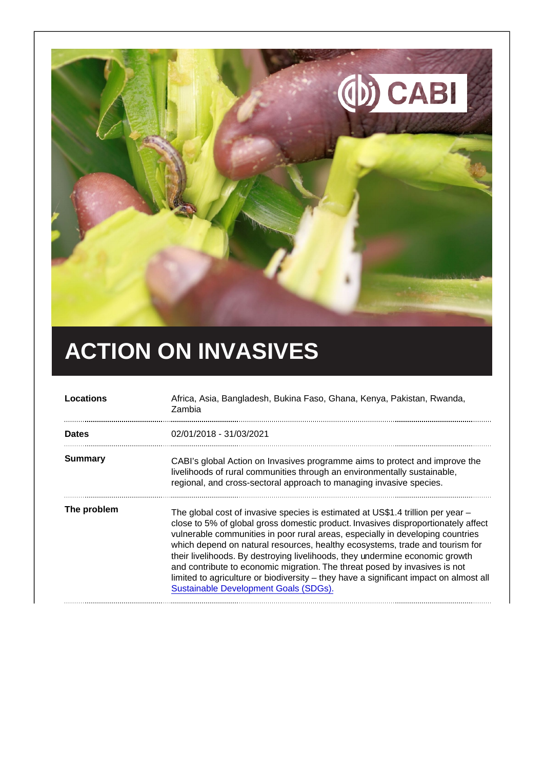# ACTION ON INVASIVES

| | |
|---|---|
| **Locations** | Africa, Asia, Bangladesh, Bukina Faso, Ghana, Kenya, Pakistan, Rwanda, Zambia |
| **Dates** | 02/01/2018 - 31/03/2021 |
| **Summary** | CABI's global Action on Invasives programme aims to protect and improve the livelihoods of rural communities through an environmentally sustainable, regional, and cross-sectoral approach to managing invasive species. |
| **The problem** | The global cost of invasive species is estimated at US$1.4 trillion per year – close to 5% of global gross domestic product. Invasives disproportionately affect vulnerable communities in poor rural areas, especially in developing countries which depend on natural resources, healthy ecosystems, trade and tourism for their livelihoods. By destroying livelihoods, they undermine economic growth and contribute to economic migration. The threat posed by invasives is not limited to agriculture or biodiversity – they have a significant impact on almost all Sustainable Development Goals (SDGs). |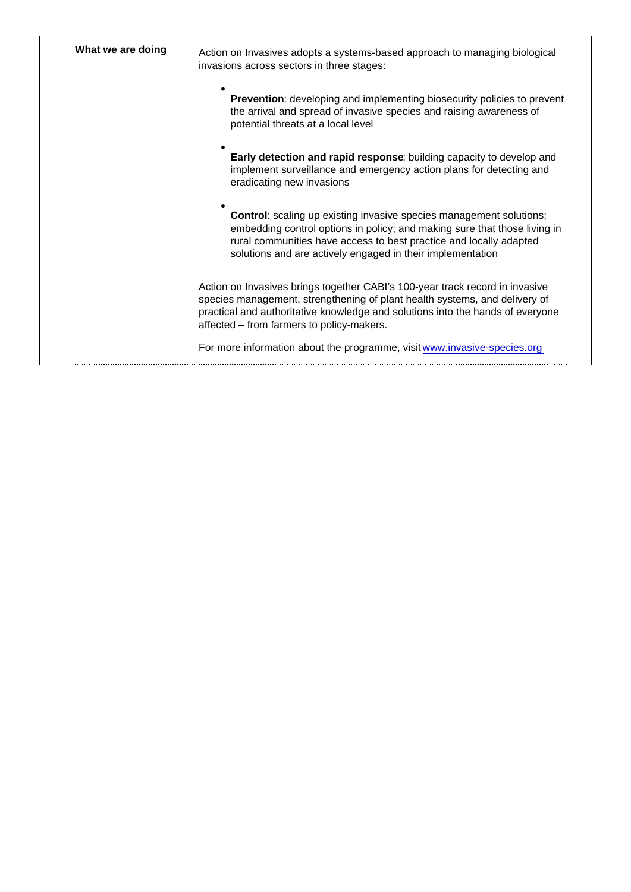**What we are doing**

Action on Invasives adopts a systems-based approach to managing biological invasions across sectors in three stages:

- **Prevention**: developing and implementing biosecurity policies to prevent the arrival and spread of invasive species and raising awareness of potential threats at a local level
- **Early detection and rapid response**: building capacity to develop and implement surveillance and emergency action plans for detecting and eradicating new invasions
- **Control**: scaling up existing invasive species management solutions; embedding control options in policy; and making sure that those living in rural communities have access to best practice and locally adapted solutions and are actively engaged in their implementation

Action on Invasives brings together CABI's 100-year track record in invasive species management, strengthening of plant health systems, and delivery of practical and authoritative knowledge and solutions into the hands of everyone affected – from farmers to policy-makers.

For more information about the programme, visit [www.invasive-species.org](http://www.invasive-species.org)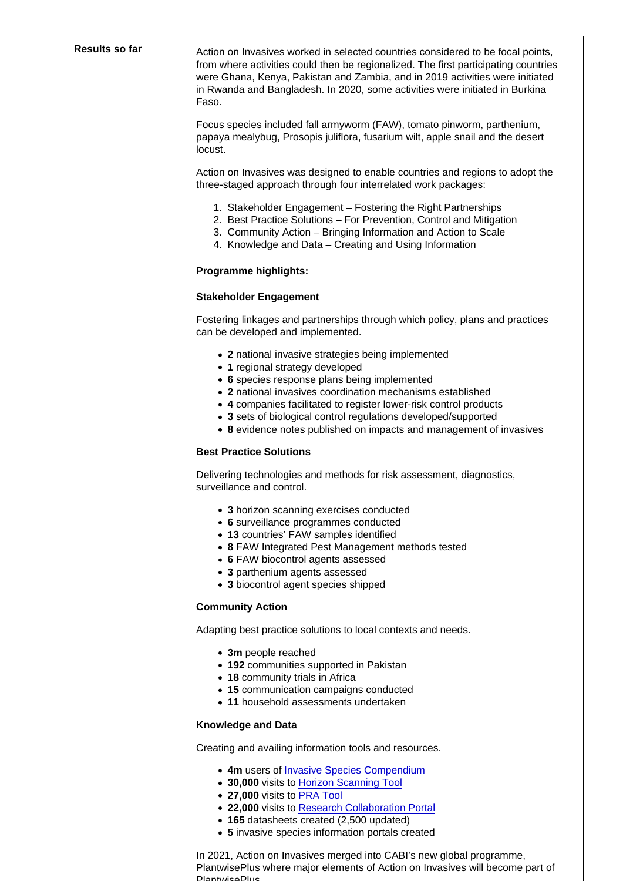**Results so far**

Action on Invasives worked in selected countries considered to be focal points, from where activities could then be regionalized. The first participating countries were Ghana, Kenya, Pakistan and Zambia, and in 2019 activities were initiated in Rwanda and Bangladesh. In 2020, some activities were initiated in Burkina Faso.

Focus species included fall armyworm (FAW), tomato pinworm, parthenium, papaya mealybug, Prosopis juliflora, fusarium wilt, apple snail and the desert locust.

Action on Invasives was designed to enable countries and regions to adopt the three-staged approach through four interrelated work packages:

1. Stakeholder Engagement – Fostering the Right Partnerships
2. Best Practice Solutions – For Prevention, Control and Mitigation
3. Community Action – Bringing Information and Action to Scale
4. Knowledge and Data – Creating and Using Information

**Programme highlights:**

**Stakeholder Engagement**

Fostering linkages and partnerships through which policy, plans and practices can be developed and implemented.

- **2** national invasive strategies being implemented
- **1** regional strategy developed
- **6** species response plans being implemented
- **2** national invasives coordination mechanisms established
- **4** companies facilitated to register lower-risk control products
- **3** sets of biological control regulations developed/supported
- **8** evidence notes published on impacts and management of invasives

**Best Practice Solutions**

Delivering technologies and methods for risk assessment, diagnostics, surveillance and control.

- **3** horizon scanning exercises conducted
- **6** surveillance programmes conducted
- **13** countries' FAW samples identified
- **8** FAW Integrated Pest Management methods tested
- **6** FAW biocontrol agents assessed
- **3** parthenium agents assessed
- **3** biocontrol agent species shipped

**Community Action**

Adapting best practice solutions to local contexts and needs.

- **3m** people reached
- **192** communities supported in Pakistan
- **18** community trials in Africa
- **15** communication campaigns conducted
- **11** household assessments undertaken

**Knowledge and Data**

Creating and availing information tools and resources.

- **4m** users of Invasive Species Compendium
- **30,000** visits to Horizon Scanning Tool
- **27,000** visits to PRA Tool
- **22,000** visits to Research Collaboration Portal
- **165** datasheets created (2,500 updated)
- **5** invasive species information portals created

In 2021, Action on Invasives merged into CABI's new global programme, PlantwisePlus where major elements of Action on Invasives will become part of PlantwisePlus.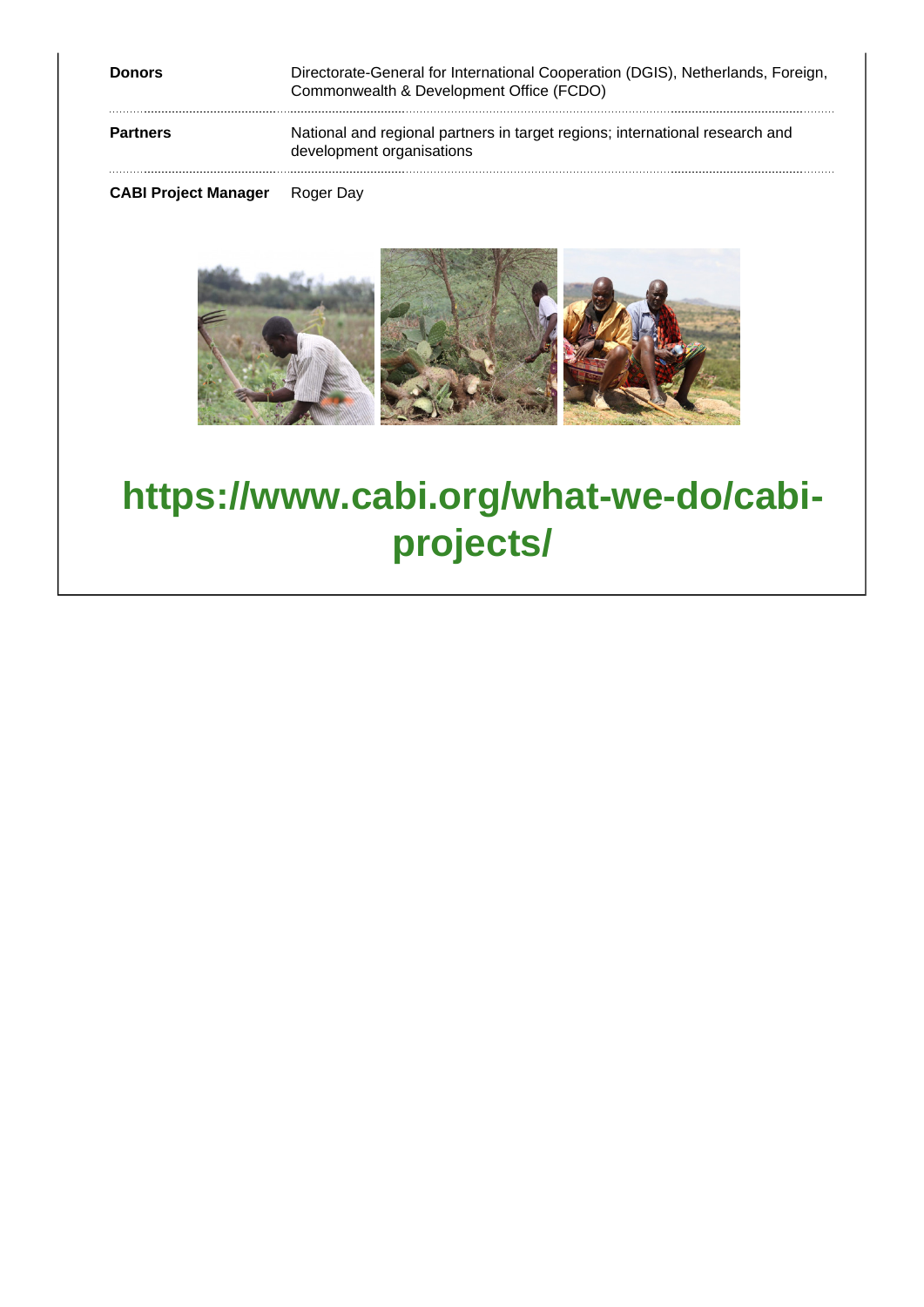| | |
|---|---|
| **Donors** | Directorate-General for International Cooperation (DGIS), Netherlands, Foreign, Commonwealth & Development Office (FCDO) |
| **Partners** | National and regional partners in target regions; international research and development organisations |
| **CABI Project Manager** | Roger Day |

## https://www.cabi.org/what-we-do/cabi-projects/